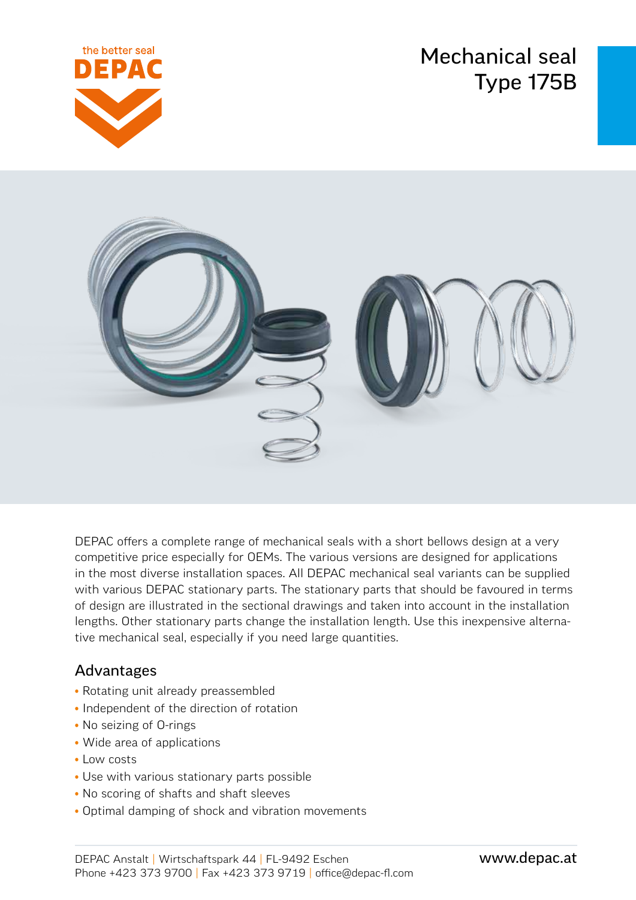# Mechanical seal Type 175B

DEPAC offers a complete range of mechanical seals with a short bellows design at a very competitive price especially for OEMs. The various versions are designed for applications in the most diverse installation spaces. All DEPAC mechanical seal variants can be supplied with various DEPAC stationary parts. The stationary parts that should be favoured in terms of design are illustrated in the sectional drawings and taken into account in the installation lengths. Other stationary parts change the installation length. Use this inexpensive alternative mechanical seal, especially if you need large quantities.

## Advantages

- Rotating unit already preassembled
- Independent of the direction of rotation
- No seizing of O-rings
- Wide area of applications
- Low costs
- Use with various stationary parts possible
- No scoring of shafts and shaft sleeves
- Optimal damping of shock and vibration movements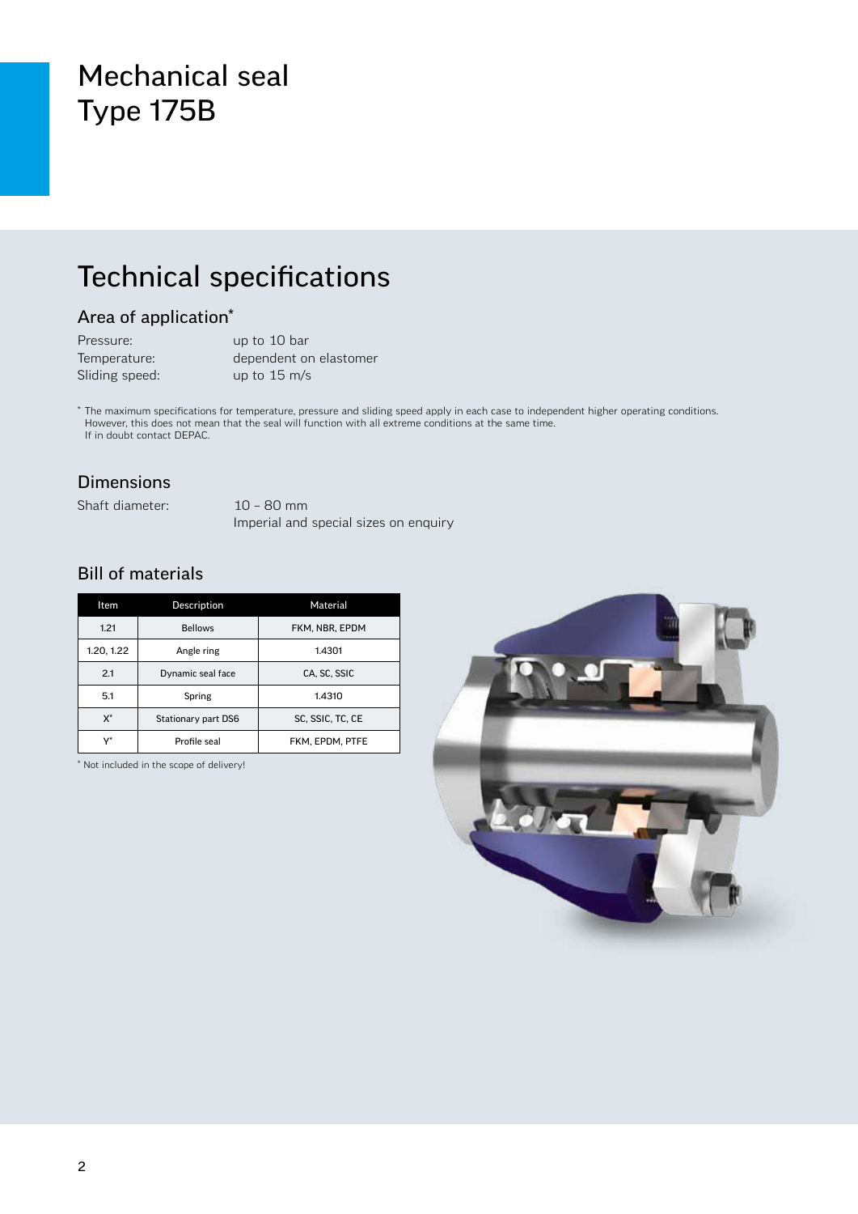# Mechanical seal Type 175B

## Technical specifications

### Area of application*

Pressure: up to 10 bar
Temperature: dependent on elastomer
Sliding speed: up to 15 m/s

* The maximum specifications for temperature, pressure and sliding speed apply in each case to independent higher operating conditions. However, this does not mean that the seal will function with all extreme conditions at the same time. If in doubt contact DEPAC.

### Dimensions

Shaft diameter: 10 – 80 mm
Imperial and special sizes on enquiry

### Bill of materials

| Item | Description | Material |
|---|---|---|
| 1.21 | Bellows | FKM, NBR, EPDM |
| 1.20, 1.22 | Angle ring | 1.4301 |
| 2.1 | Dynamic seal face | CA, SC, SSIC |
| 5.1 | Spring | 1.4310 |
| X* | Stationary part DS6 | SC, SSIC, TC, CE |
| Y* | Profile seal | FKM, EPDM, PTFE |

* Not included in the scope of delivery!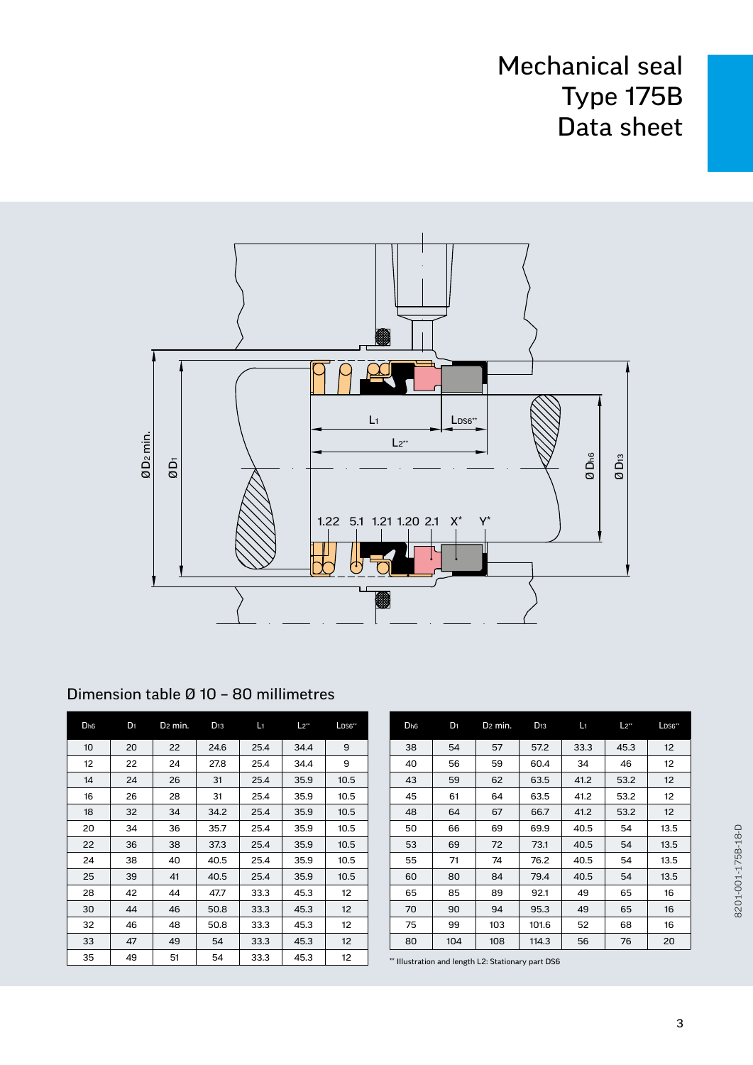# Mechanical seal Type 175B Data sheet

ØD2 min. ØD1 L1 LDS6** L2** ØDh6 ØD13

1.22 5.1 1.21 1.20 2.1 X* Y*

## Dimension table Ø 10 – 80 millimetres

| $D_{h6}$ | $D_1$ | $D_2$ min. | $D_{13}$ | $L_1$ | $L_2$** | $L_{DS6}$** |
|---|---|---|---|---|---|---|
| 10 | 20 | 22 | 24.6 | 25.4 | 34.4 | 9 |
| 12 | 22 | 24 | 27.8 | 25.4 | 34.4 | 9 |
| 14 | 24 | 26 | 31 | 25.4 | 35.9 | 10.5 |
| 16 | 26 | 28 | 31 | 25.4 | 35.9 | 10.5 |
| 18 | 32 | 34 | 34.2 | 25.4 | 35.9 | 10.5 |
| 20 | 34 | 36 | 35.7 | 25.4 | 35.9 | 10.5 |
| 22 | 36 | 38 | 37.3 | 25.4 | 35.9 | 10.5 |
| 24 | 38 | 40 | 40.5 | 25.4 | 35.9 | 10.5 |
| 25 | 39 | 41 | 40.5 | 25.4 | 35.9 | 10.5 |
| 28 | 42 | 44 | 47.7 | 33.3 | 45.3 | 12 |
| 30 | 44 | 46 | 50.8 | 33.3 | 45.3 | 12 |
| 32 | 46 | 48 | 50.8 | 33.3 | 45.3 | 12 |
| 33 | 47 | 49 | 54 | 33.3 | 45.3 | 12 |
| 35 | 49 | 51 | 54 | 33.3 | 45.3 | 12 |

| $D_{h6}$ | $D_1$ | $D_2$ min. | $D_{13}$ | $L_1$ | $L_2$** | $L_{DS6}$** |
|---|---|---|---|---|---|---|
| 38 | 54 | 57 | 57.2 | 33.3 | 45.3 | 12 |
| 40 | 56 | 59 | 60.4 | 34 | 46 | 12 |
| 43 | 59 | 62 | 63.5 | 41.2 | 53.2 | 12 |
| 45 | 61 | 64 | 63.5 | 41.2 | 53.2 | 12 |
| 48 | 64 | 67 | 66.7 | 41.2 | 53.2 | 12 |
| 50 | 66 | 69 | 69.9 | 40.5 | 54 | 13.5 |
| 53 | 69 | 72 | 73.1 | 40.5 | 54 | 13.5 |
| 55 | 71 | 74 | 76.2 | 40.5 | 54 | 13.5 |
| 60 | 80 | 84 | 79.4 | 40.5 | 54 | 13.5 |
| 65 | 85 | 89 | 92.1 | 49 | 65 | 16 |
| 70 | 90 | 94 | 95.3 | 49 | 65 | 16 |
| 75 | 99 | 103 | 101.6 | 52 | 68 | 16 |
| 80 | 104 | 108 | 114.3 | 56 | 76 | 20 |

** Illustration and length L2: Stationary part DS6

8201-001-175B-18-D